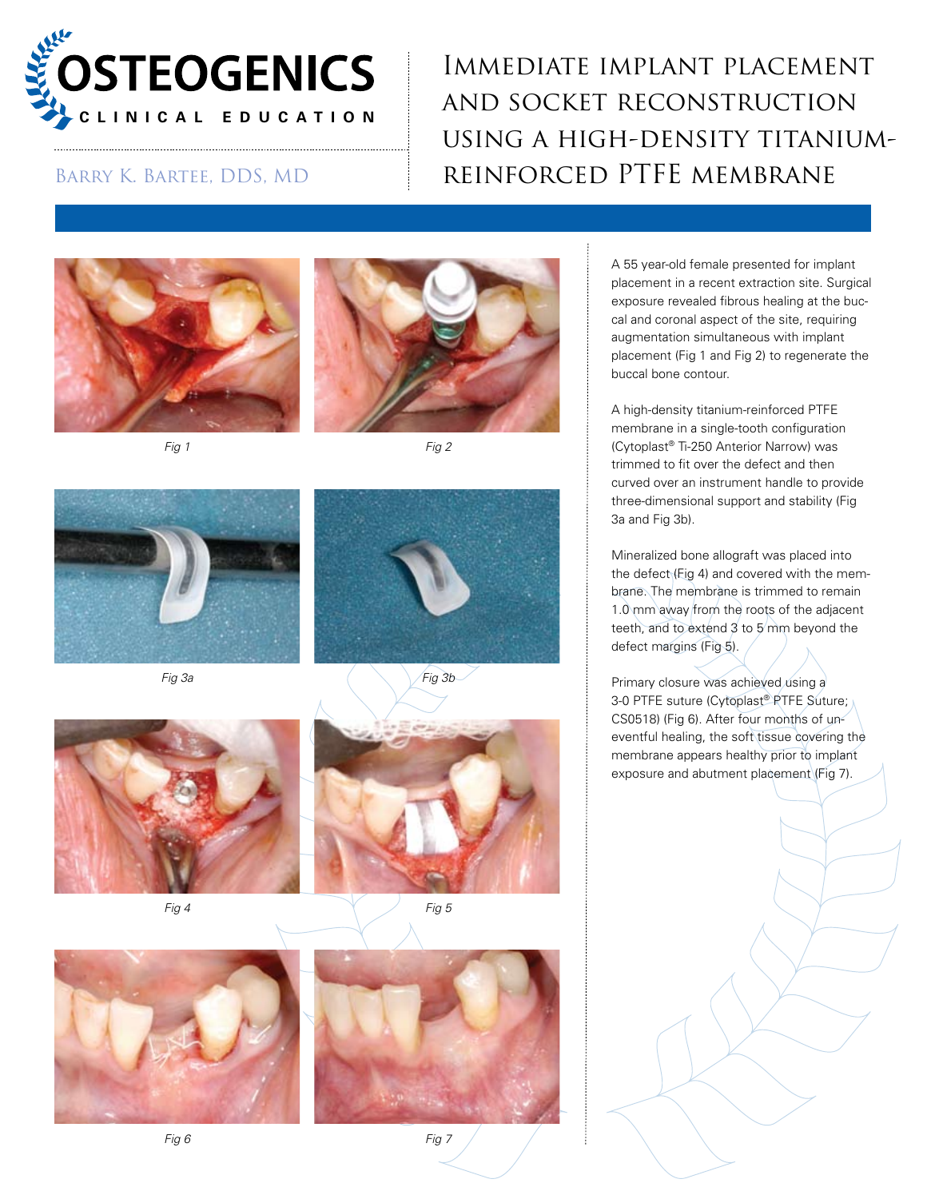OSTEOGENICS

CLINICAL EDUCATION

Barry K. Bartee, DDS, MD

# Immediate implant placement and socket reconstruction using a high-density titanium-reinforced PTFE membrane

Fig 1

Fig 2

Fig 3a

Fig 3b

Fig 4

Fig 5

Fig 6

Fig 7

A 55 year-old female presented for implant placement in a recent extraction site. Surgical exposure revealed fibrous healing at the buccal and coronal aspect of the site, requiring augmentation simultaneous with implant placement (Fig 1 and Fig 2) to regenerate the buccal bone contour.

A high-density titanium-reinforced PTFE membrane in a single-tooth configuration (Cytoplast® Ti-250 Anterior Narrow) was trimmed to fit over the defect and then curved over an instrument handle to provide three-dimensional support and stability (Fig 3a and Fig 3b).

Mineralized bone allograft was placed into the defect (Fig 4) and covered with the membrane. The membrane is trimmed to remain 1.0 mm away from the roots of the adjacent teeth, and to extend 3 to 5 mm beyond the defect margins (Fig 5).

Primary closure was achieved using a 3-0 PTFE suture (Cytoplast® PTFE Suture; CS0518) (Fig 6). After four months of uneventful healing, the soft tissue covering the membrane appears healthy prior to implant exposure and abutment placement (Fig 7).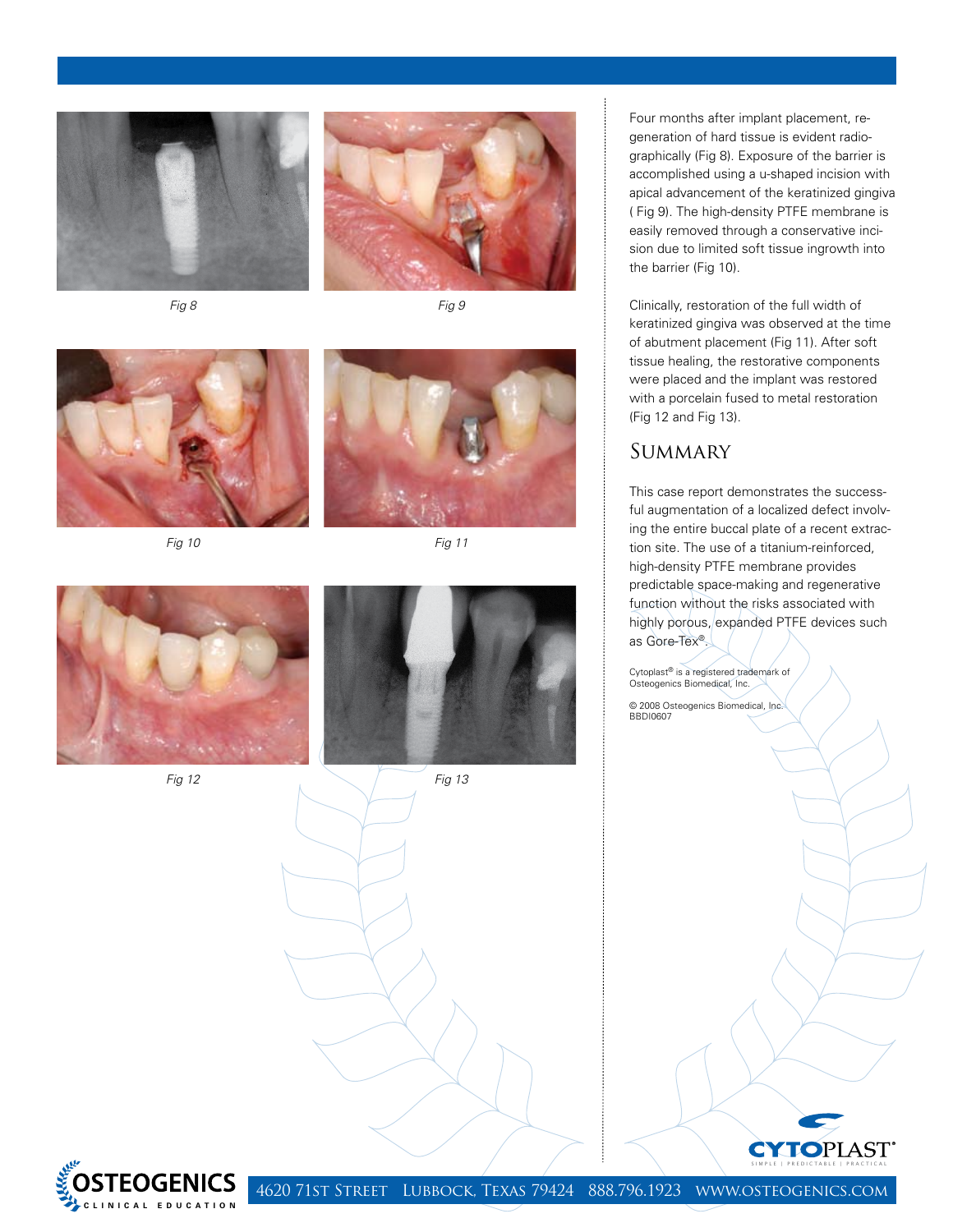Fig 8

Fig 9

Fig 10

Fig 11

Fig 12

Fig 13

Four months after implant placement, regeneration of hard tissue is evident radiographically (Fig 8). Exposure of the barrier is accomplished using a u-shaped incision with apical advancement of the keratinized gingiva ( Fig 9). The high-density PTFE membrane is easily removed through a conservative incision due to limited soft tissue ingrowth into the barrier (Fig 10).

Clinically, restoration of the full width of keratinized gingiva was observed at the time of abutment placement (Fig 11). After soft tissue healing, the restorative components were placed and the implant was restored with a porcelain fused to metal restoration (Fig 12 and Fig 13).

## Summary

This case report demonstrates the successful augmentation of a localized defect involving the entire buccal plate of a recent extraction site. The use of a titanium-reinforced, high-density PTFE membrane provides predictable space-making and regenerative function without the risks associated with highly porous, expanded PTFE devices such as Gore-Tex®.

Cytoplast® is a registered trademark of Osteogenics Biomedical, Inc.

© 2008 Osteogenics Biomedical, Inc.
BBDI0607

CYTOPLAST® SIMPLE | PREDICTABLE | PRACTICAL

OSTEOGENICS CLINICAL EDUCATION

4620 71st Street Lubbock, Texas 79424 888.796.1923 www.osteogenics.com